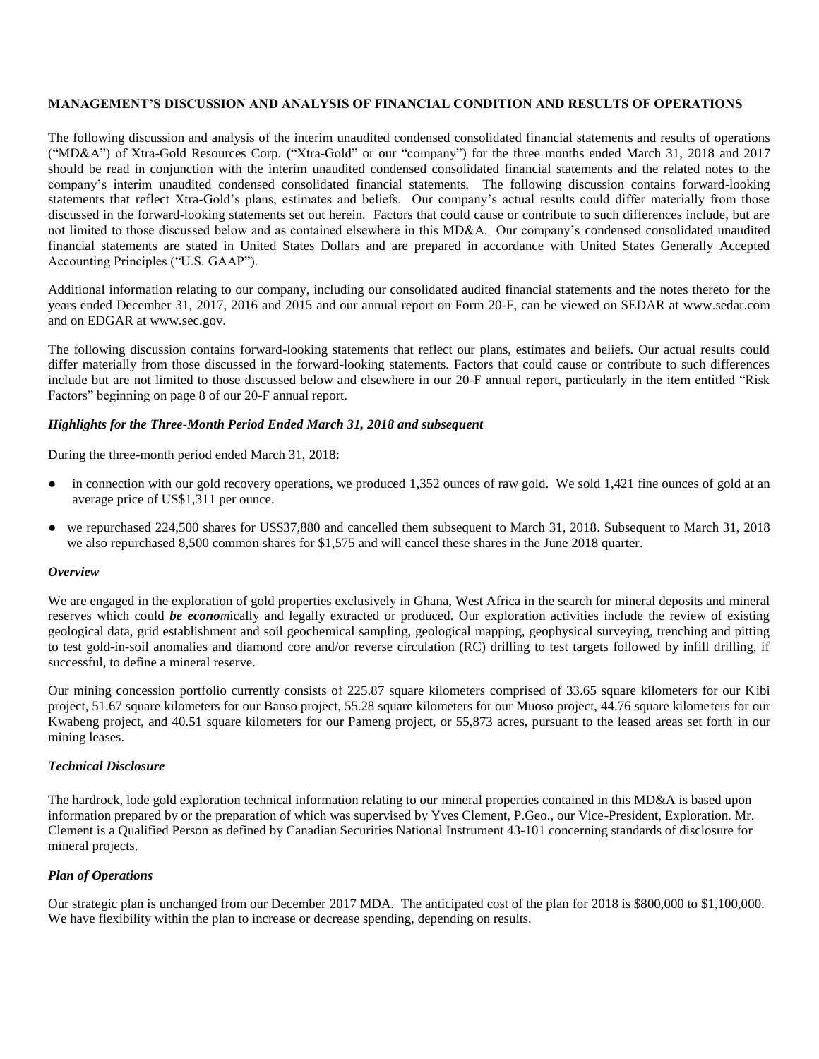**MANAGEMENT'S DISCUSSION AND ANALYSIS OF FINANCIAL CONDITION AND RESULTS OF OPERATIONS**

The following discussion and analysis of the interim unaudited condensed consolidated financial statements and results of operations ("MD&A") of Xtra-Gold Resources Corp. ("Xtra-Gold" or our "company") for the three months ended March 31, 2018 and 2017 should be read in conjunction with the interim unaudited condensed consolidated financial statements and the related notes to the company's interim unaudited condensed consolidated financial statements. The following discussion contains forward-looking statements that reflect Xtra-Gold's plans, estimates and beliefs. Our company's actual results could differ materially from those discussed in the forward-looking statements set out herein. Factors that could cause or contribute to such differences include, but are not limited to those discussed below and as contained elsewhere in this MD&A. Our company's condensed consolidated unaudited financial statements are stated in United States Dollars and are prepared in accordance with United States Generally Accepted Accounting Principles ("U.S. GAAP").

Additional information relating to our company, including our consolidated audited financial statements and the notes thereto for the years ended December 31, 2017, 2016 and 2015 and our annual report on Form 20-F, can be viewed on SEDAR at www.sedar.com and on EDGAR at www.sec.gov.

The following discussion contains forward-looking statements that reflect our plans, estimates and beliefs. Our actual results could differ materially from those discussed in the forward-looking statements. Factors that could cause or contribute to such differences include but are not limited to those discussed below and elsewhere in our 20-F annual report, particularly in the item entitled "Risk Factors" beginning on page 8 of our 20-F annual report.

***Highlights for the Three-Month Period Ended March 31, 2018 and subsequent***

During the three-month period ended March 31, 2018:

- in connection with our gold recovery operations, we produced 1,352 ounces of raw gold. We sold 1,421 fine ounces of gold at an average price of US$1,311 per ounce.
- we repurchased 224,500 shares for US$37,880 and cancelled them subsequent to March 31, 2018. Subsequent to March 31, 2018 we also repurchased 8,500 common shares for $1,575 and will cancel these shares in the June 2018 quarter.

***Overview***

We are engaged in the exploration of gold properties exclusively in Ghana, West Africa in the search for mineral deposits and mineral reserves which could ***be econo***mically and legally extracted or produced. Our exploration activities include the review of existing geological data, grid establishment and soil geochemical sampling, geological mapping, geophysical surveying, trenching and pitting to test gold-in-soil anomalies and diamond core and/or reverse circulation (RC) drilling to test targets followed by infill drilling, if successful, to define a mineral reserve.

Our mining concession portfolio currently consists of 225.87 square kilometers comprised of 33.65 square kilometers for our Kibi project, 51.67 square kilometers for our Banso project, 55.28 square kilometers for our Muoso project, 44.76 square kilometers for our Kwabeng project, and 40.51 square kilometers for our Pameng project, or 55,873 acres, pursuant to the leased areas set forth in our mining leases.

***Technical Disclosure***

The hardrock, lode gold exploration technical information relating to our mineral properties contained in this MD&A is based upon information prepared by or the preparation of which was supervised by Yves Clement, P.Geo., our Vice-President, Exploration. Mr. Clement is a Qualified Person as defined by Canadian Securities National Instrument 43-101 concerning standards of disclosure for mineral projects.

***Plan of Operations***

Our strategic plan is unchanged from our December 2017 MDA. The anticipated cost of the plan for 2018 is $800,000 to $1,100,000. We have flexibility within the plan to increase or decrease spending, depending on results.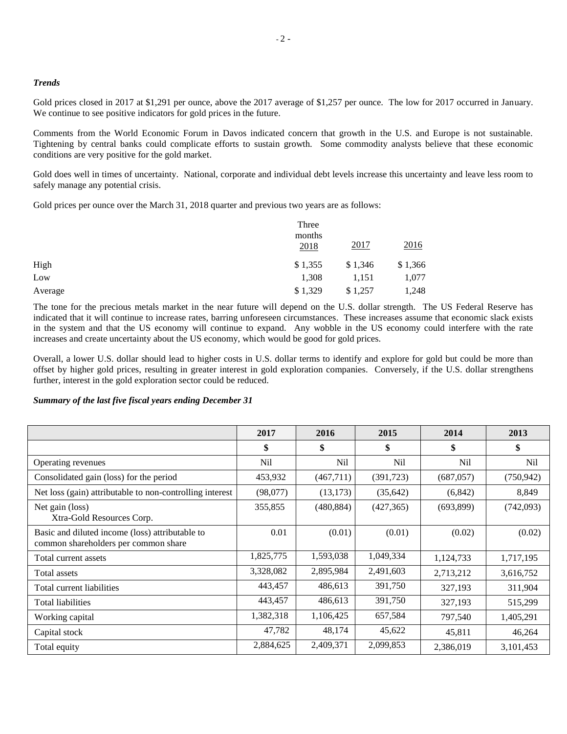***Trends***

Gold prices closed in 2017 at $1,291 per ounce, above the 2017 average of $1,257 per ounce. The low for 2017 occurred in January. We continue to see positive indicators for gold prices in the future.

Comments from the World Economic Forum in Davos indicated concern that growth in the U.S. and Europe is not sustainable. Tightening by central banks could complicate efforts to sustain growth. Some commodity analysts believe that these economic conditions are very positive for the gold market.

Gold does well in times of uncertainty. National, corporate and individual debt levels increase this uncertainty and leave less room to safely manage any potential crisis.

Gold prices per ounce over the March 31, 2018 quarter and previous two years are as follows:

| | Three months 2018 | 2017 | 2016 |
|---|---|---|---|
| High | $ 1,355 | $ 1,346 | $ 1,366 |
| Low | 1,308 | 1,151 | 1,077 |
| Average | $ 1,329 | $ 1,257 | 1,248 |

The tone for the precious metals market in the near future will depend on the U.S. dollar strength. The US Federal Reserve has indicated that it will continue to increase rates, barring unforeseen circumstances. These increases assume that economic slack exists in the system and that the US economy will continue to expand. Any wobble in the US economy could interfere with the rate increases and create uncertainty about the US economy, which would be good for gold prices.

Overall, a lower U.S. dollar should lead to higher costs in U.S. dollar terms to identify and explore for gold but could be more than offset by higher gold prices, resulting in greater interest in gold exploration companies. Conversely, if the U.S. dollar strengthens further, interest in the gold exploration sector could be reduced.

***Summary of the last five fiscal years ending December 31***

| | 2017 | 2016 | 2015 | 2014 | 2013 |
|---|---|---|---|---|---|
| | $ | $ | $ | $ | $ |
| Operating revenues | Nil | Nil | Nil | Nil | Nil |
| Consolidated gain (loss) for the period | 453,932 | (467,711) | (391,723) | (687,057) | (750,942) |
| Net loss (gain) attributable to non-controlling interest | (98,077) | (13,173) | (35,642) | (6,842) | 8,849 |
| Net gain (loss) Xtra-Gold Resources Corp. | 355,855 | (480,884) | (427,365) | (693,899) | (742,093) |
| Basic and diluted income (loss) attributable to common shareholders per common share | 0.01 | (0.01) | (0.01) | (0.02) | (0.02) |
| Total current assets | 1,825,775 | 1,593,038 | 1,049,334 | 1,124,733 | 1,717,195 |
| Total assets | 3,328,082 | 2,895,984 | 2,491,603 | 2,713,212 | 3,616,752 |
| Total current liabilities | 443,457 | 486,613 | 391,750 | 327,193 | 311,904 |
| Total liabilities | 443,457 | 486,613 | 391,750 | 327,193 | 515,299 |
| Working capital | 1,382,318 | 1,106,425 | 657,584 | 797,540 | 1,405,291 |
| Capital stock | 47,782 | 48,174 | 45,622 | 45,811 | 46,264 |
| Total equity | 2,884,625 | 2,409,371 | 2,099,853 | 2,386,019 | 3,101,453 |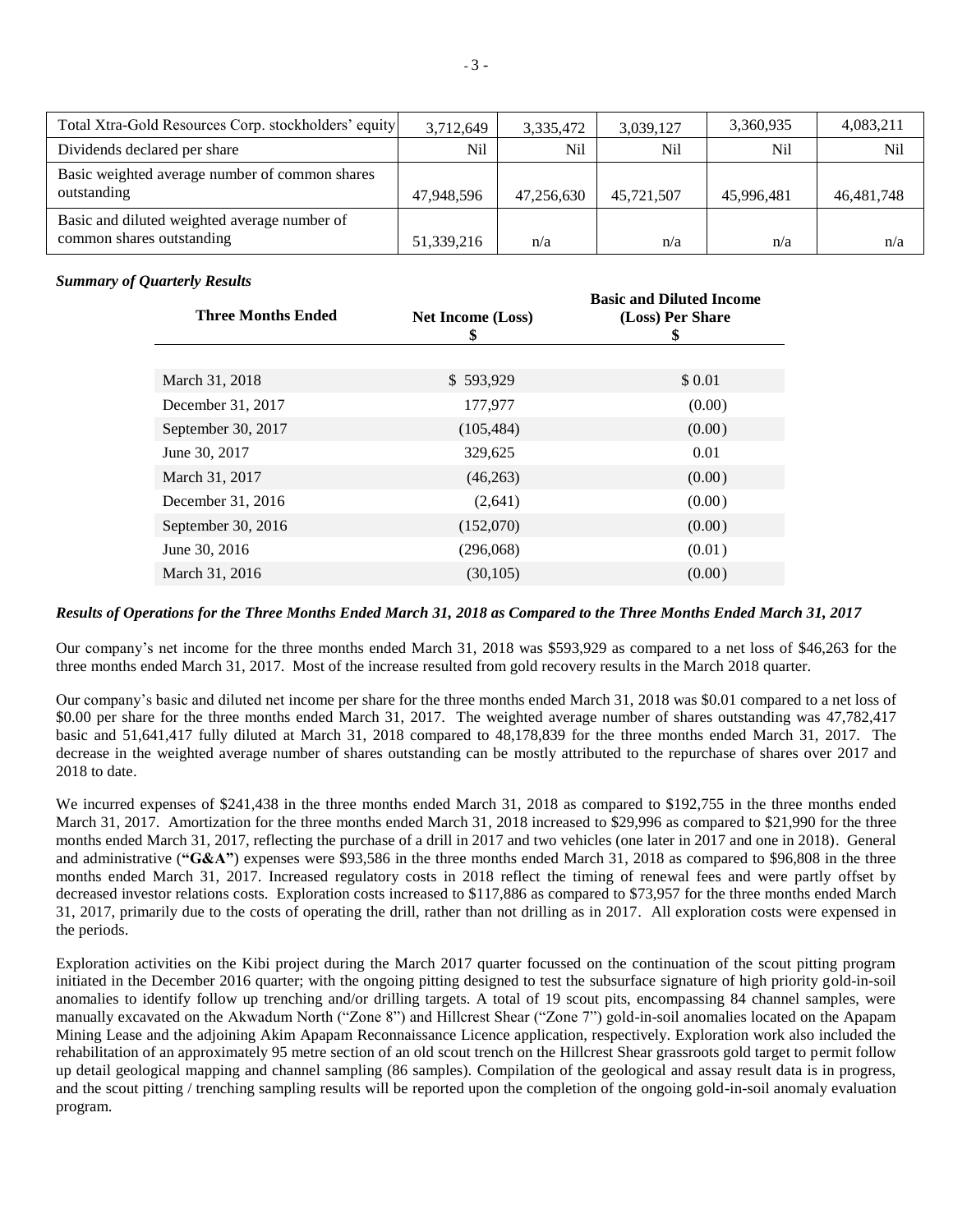| Total Xtra-Gold Resources Corp. stockholders' equity | 3,712,649 | 3,335,472 | 3,039,127 | 3,360,935 | 4,083,211 |
|---|---|---|---|---|---|
| Dividends declared per share | Nil | Nil | Nil | Nil | Nil |
| Basic weighted average number of common shares outstanding | 47,948,596 | 47,256,630 | 45,721,507 | 45,996,481 | 46,481,748 |
| Basic and diluted weighted average number of common shares outstanding | 51,339,216 | n/a | n/a | n/a | n/a |

***Summary of Quarterly Results***

| Three Months Ended | Net Income (Loss) $ | Basic and Diluted Income (Loss) Per Share $ |
|---|---|---|
| March 31, 2018 | $ 593,929 | $ 0.01 |
| December 31, 2017 | 177,977 | (0.00) |
| September 30, 2017 | (105,484) | (0.00) |
| June 30, 2017 | 329,625 | 0.01 |
| March 31, 2017 | (46,263) | (0.00) |
| December 31, 2016 | (2,641) | (0.00) |
| September 30, 2016 | (152,070) | (0.00) |
| June 30, 2016 | (296,068) | (0.01) |
| March 31, 2016 | (30,105) | (0.00) |

***Results of Operations for the Three Months Ended March 31, 2018 as Compared to the Three Months Ended March 31, 2017***

Our company's net income for the three months ended March 31, 2018 was $593,929 as compared to a net loss of $46,263 for the three months ended March 31, 2017. Most of the increase resulted from gold recovery results in the March 2018 quarter.

Our company's basic and diluted net income per share for the three months ended March 31, 2018 was $0.01 compared to a net loss of $0.00 per share for the three months ended March 31, 2017. The weighted average number of shares outstanding was 47,782,417 basic and 51,641,417 fully diluted at March 31, 2018 compared to 48,178,839 for the three months ended March 31, 2017. The decrease in the weighted average number of shares outstanding can be mostly attributed to the repurchase of shares over 2017 and 2018 to date.

We incurred expenses of $241,438 in the three months ended March 31, 2018 as compared to $192,755 in the three months ended March 31, 2017. Amortization for the three months ended March 31, 2018 increased to $29,996 as compared to $21,990 for the three months ended March 31, 2017, reflecting the purchase of a drill in 2017 and two vehicles (one later in 2017 and one in 2018). General and administrative (**"G&A"**) expenses were $93,586 in the three months ended March 31, 2018 as compared to $96,808 in the three months ended March 31, 2017. Increased regulatory costs in 2018 reflect the timing of renewal fees and were partly offset by decreased investor relations costs. Exploration costs increased to $117,886 as compared to $73,957 for the three months ended March 31, 2017, primarily due to the costs of operating the drill, rather than not drilling as in 2017. All exploration costs were expensed in the periods.

Exploration activities on the Kibi project during the March 2017 quarter focussed on the continuation of the scout pitting program initiated in the December 2016 quarter; with the ongoing pitting designed to test the subsurface signature of high priority gold-in-soil anomalies to identify follow up trenching and/or drilling targets. A total of 19 scout pits, encompassing 84 channel samples, were manually excavated on the Akwadum North ("Zone 8") and Hillcrest Shear ("Zone 7") gold-in-soil anomalies located on the Apapam Mining Lease and the adjoining Akim Apapam Reconnaissance Licence application, respectively. Exploration work also included the rehabilitation of an approximately 95 metre section of an old scout trench on the Hillcrest Shear grassroots gold target to permit follow up detail geological mapping and channel sampling (86 samples). Compilation of the geological and assay result data is in progress, and the scout pitting / trenching sampling results will be reported upon the completion of the ongoing gold-in-soil anomaly evaluation program.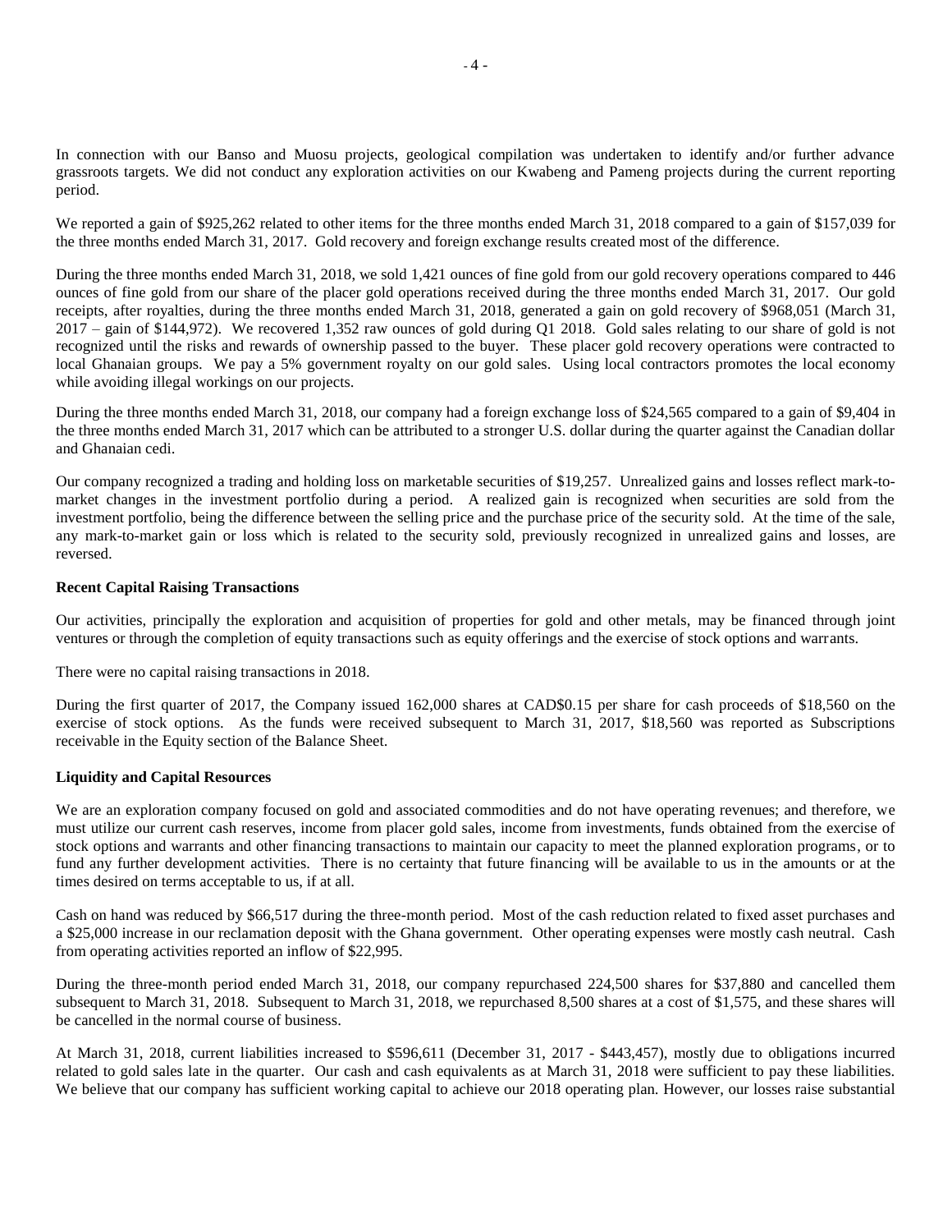In connection with our Banso and Muosu projects, geological compilation was undertaken to identify and/or further advance grassroots targets. We did not conduct any exploration activities on our Kwabeng and Pameng projects during the current reporting period.

We reported a gain of $925,262 related to other items for the three months ended March 31, 2018 compared to a gain of $157,039 for the three months ended March 31, 2017. Gold recovery and foreign exchange results created most of the difference.

During the three months ended March 31, 2018, we sold 1,421 ounces of fine gold from our gold recovery operations compared to 446 ounces of fine gold from our share of the placer gold operations received during the three months ended March 31, 2017. Our gold receipts, after royalties, during the three months ended March 31, 2018, generated a gain on gold recovery of $968,051 (March 31, 2017 – gain of $144,972). We recovered 1,352 raw ounces of gold during Q1 2018. Gold sales relating to our share of gold is not recognized until the risks and rewards of ownership passed to the buyer. These placer gold recovery operations were contracted to local Ghanaian groups. We pay a 5% government royalty on our gold sales. Using local contractors promotes the local economy while avoiding illegal workings on our projects.

During the three months ended March 31, 2018, our company had a foreign exchange loss of $24,565 compared to a gain of $9,404 in the three months ended March 31, 2017 which can be attributed to a stronger U.S. dollar during the quarter against the Canadian dollar and Ghanaian cedi.

Our company recognized a trading and holding loss on marketable securities of $19,257. Unrealized gains and losses reflect mark-to-market changes in the investment portfolio during a period. A realized gain is recognized when securities are sold from the investment portfolio, being the difference between the selling price and the purchase price of the security sold. At the time of the sale, any mark-to-market gain or loss which is related to the security sold, previously recognized in unrealized gains and losses, are reversed.

**Recent Capital Raising Transactions**

Our activities, principally the exploration and acquisition of properties for gold and other metals, may be financed through joint ventures or through the completion of equity transactions such as equity offerings and the exercise of stock options and warrants.

There were no capital raising transactions in 2018.

During the first quarter of 2017, the Company issued 162,000 shares at CAD$0.15 per share for cash proceeds of $18,560 on the exercise of stock options. As the funds were received subsequent to March 31, 2017, $18,560 was reported as Subscriptions receivable in the Equity section of the Balance Sheet.

**Liquidity and Capital Resources**

We are an exploration company focused on gold and associated commodities and do not have operating revenues; and therefore, we must utilize our current cash reserves, income from placer gold sales, income from investments, funds obtained from the exercise of stock options and warrants and other financing transactions to maintain our capacity to meet the planned exploration programs, or to fund any further development activities. There is no certainty that future financing will be available to us in the amounts or at the times desired on terms acceptable to us, if at all.

Cash on hand was reduced by $66,517 during the three-month period. Most of the cash reduction related to fixed asset purchases and a $25,000 increase in our reclamation deposit with the Ghana government. Other operating expenses were mostly cash neutral. Cash from operating activities reported an inflow of $22,995.

During the three-month period ended March 31, 2018, our company repurchased 224,500 shares for $37,880 and cancelled them subsequent to March 31, 2018. Subsequent to March 31, 2018, we repurchased 8,500 shares at a cost of $1,575, and these shares will be cancelled in the normal course of business.

At March 31, 2018, current liabilities increased to $596,611 (December 31, 2017 - $443,457), mostly due to obligations incurred related to gold sales late in the quarter. Our cash and cash equivalents as at March 31, 2018 were sufficient to pay these liabilities. We believe that our company has sufficient working capital to achieve our 2018 operating plan. However, our losses raise substantial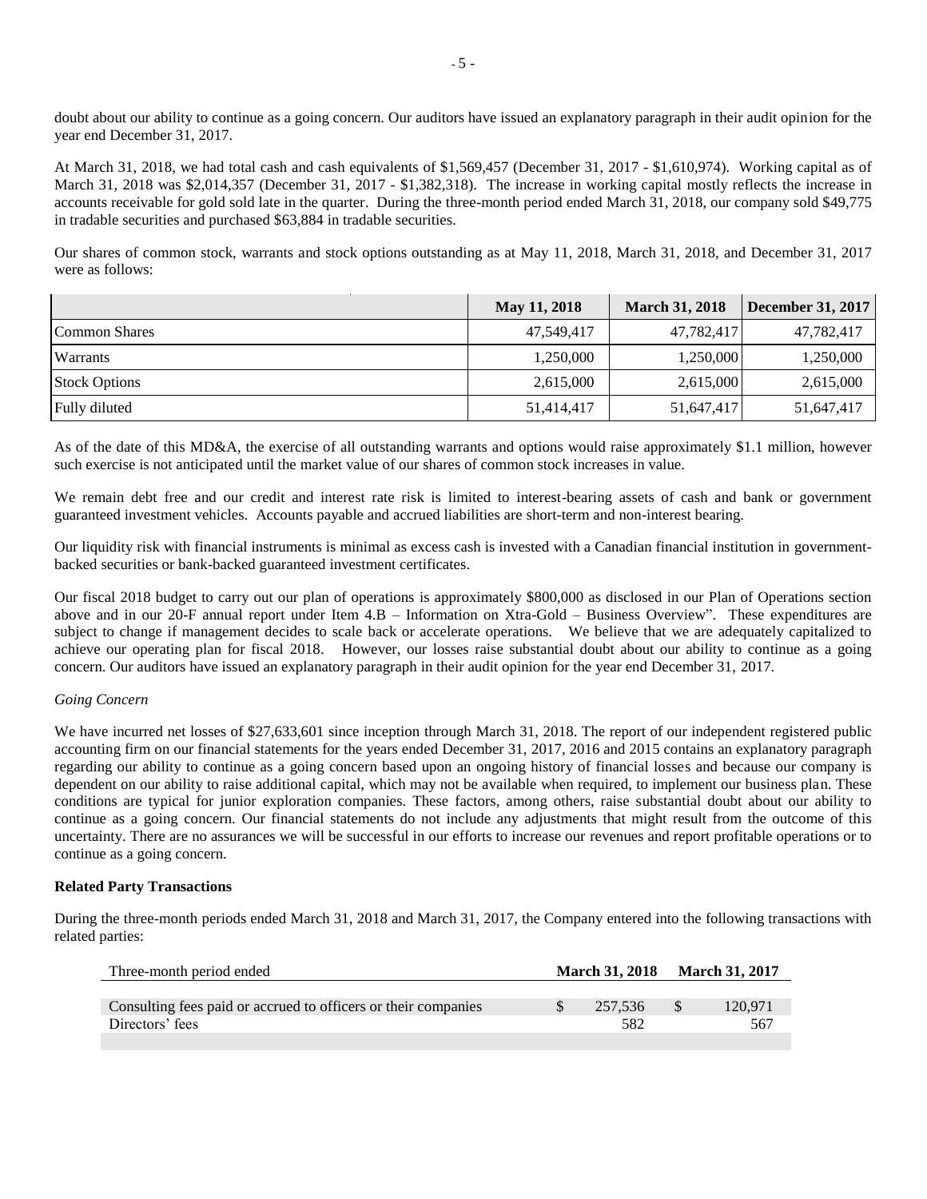doubt about our ability to continue as a going concern. Our auditors have issued an explanatory paragraph in their audit opinion for the year end December 31, 2017.

At March 31, 2018, we had total cash and cash equivalents of $1,569,457 (December 31, 2017 - $1,610,974). Working capital as of March 31, 2018 was $2,014,357 (December 31, 2017 - $1,382,318). The increase in working capital mostly reflects the increase in accounts receivable for gold sold late in the quarter. During the three-month period ended March 31, 2018, our company sold $49,775 in tradable securities and purchased $63,884 in tradable securities.

Our shares of common stock, warrants and stock options outstanding as at May 11, 2018, March 31, 2018, and December 31, 2017 were as follows:

| | May 11, 2018 | March 31, 2018 | December 31, 2017 |
|---|---|---|---|
| Common Shares | 47,549,417 | 47,782,417 | 47,782,417 |
| Warrants | 1,250,000 | 1,250,000 | 1,250,000 |
| Stock Options | 2,615,000 | 2,615,000 | 2,615,000 |
| Fully diluted | 51,414,417 | 51,647,417 | 51,647,417 |

As of the date of this MD&A, the exercise of all outstanding warrants and options would raise approximately $1.1 million, however such exercise is not anticipated until the market value of our shares of common stock increases in value.

We remain debt free and our credit and interest rate risk is limited to interest-bearing assets of cash and bank or government guaranteed investment vehicles. Accounts payable and accrued liabilities are short-term and non-interest bearing.

Our liquidity risk with financial instruments is minimal as excess cash is invested with a Canadian financial institution in government-backed securities or bank-backed guaranteed investment certificates.

Our fiscal 2018 budget to carry out our plan of operations is approximately $800,000 as disclosed in our Plan of Operations section above and in our 20-F annual report under Item 4.B – Information on Xtra-Gold – Business Overview". These expenditures are subject to change if management decides to scale back or accelerate operations. We believe that we are adequately capitalized to achieve our operating plan for fiscal 2018. However, our losses raise substantial doubt about our ability to continue as a going concern. Our auditors have issued an explanatory paragraph in their audit opinion for the year end December 31, 2017.

*Going Concern*

We have incurred net losses of $27,633,601 since inception through March 31, 2018. The report of our independent registered public accounting firm on our financial statements for the years ended December 31, 2017, 2016 and 2015 contains an explanatory paragraph regarding our ability to continue as a going concern based upon an ongoing history of financial losses and because our company is dependent on our ability to raise additional capital, which may not be available when required, to implement our business plan. These conditions are typical for junior exploration companies. These factors, among others, raise substantial doubt about our ability to continue as a going concern. Our financial statements do not include any adjustments that might result from the outcome of this uncertainty. There are no assurances we will be successful in our efforts to increase our revenues and report profitable operations or to continue as a going concern.

**Related Party Transactions**

During the three-month periods ended March 31, 2018 and March 31, 2017, the Company entered into the following transactions with related parties:

| Three-month period ended | March 31, 2018 | March 31, 2017 |
|---|---|---|
| Consulting fees paid or accrued to officers or their companies | $ 257,536 | $ 120,971 |
| Directors' fees | 582 | 567 |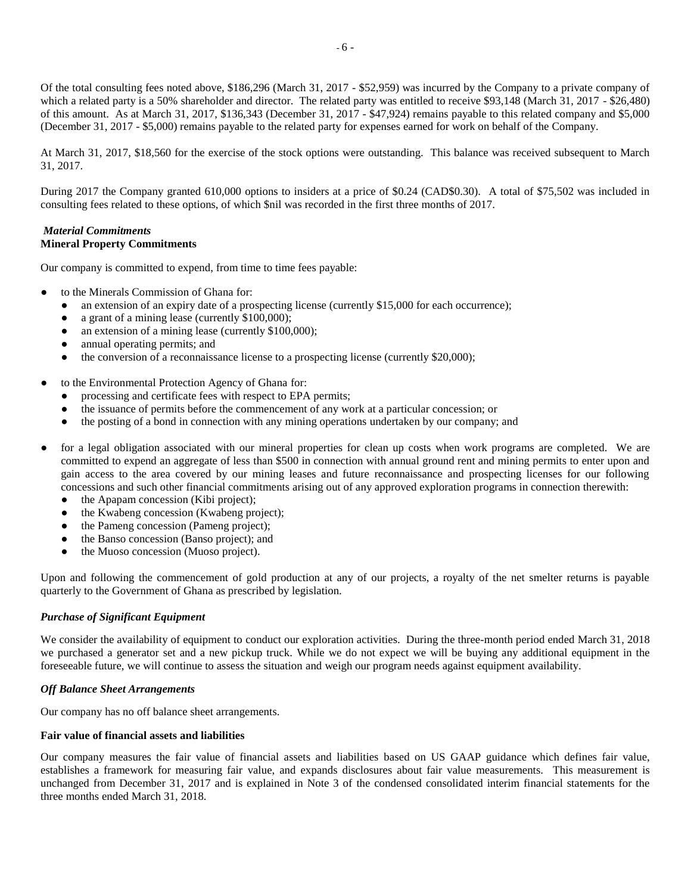Of the total consulting fees noted above, $186,296 (March 31, 2017 - $52,959) was incurred by the Company to a private company of which a related party is a 50% shareholder and director. The related party was entitled to receive $93,148 (March 31, 2017 - $26,480) of this amount. As at March 31, 2017, $136,343 (December 31, 2017 - $47,924) remains payable to this related company and $5,000 (December 31, 2017 - $5,000) remains payable to the related party for expenses earned for work on behalf of the Company.

At March 31, 2017, $18,560 for the exercise of the stock options were outstanding. This balance was received subsequent to March 31, 2017.

During 2017 the Company granted 610,000 options to insiders at a price of $0.24 (CAD$0.30). A total of $75,502 was included in consulting fees related to these options, of which $nil was recorded in the first three months of 2017.

### *Material Commitments*

**Mineral Property Commitments**

Our company is committed to expend, from time to time fees payable:

- to the Minerals Commission of Ghana for:
  - an extension of an expiry date of a prospecting license (currently $15,000 for each occurrence);
  - a grant of a mining lease (currently $100,000);
  - an extension of a mining lease (currently $100,000);
  - annual operating permits; and
  - the conversion of a reconnaissance license to a prospecting license (currently $20,000);
- to the Environmental Protection Agency of Ghana for:
  - processing and certificate fees with respect to EPA permits;
  - the issuance of permits before the commencement of any work at a particular concession; or
  - the posting of a bond in connection with any mining operations undertaken by our company; and
- for a legal obligation associated with our mineral properties for clean up costs when work programs are completed. We are committed to expend an aggregate of less than $500 in connection with annual ground rent and mining permits to enter upon and gain access to the area covered by our mining leases and future reconnaissance and prospecting licenses for our following concessions and such other financial commitments arising out of any approved exploration programs in connection therewith:
  - the Apapam concession (Kibi project);
  - the Kwabeng concession (Kwabeng project);
  - the Pameng concession (Pameng project);
  - the Banso concession (Banso project); and
  - the Muoso concession (Muoso project).

Upon and following the commencement of gold production at any of our projects, a royalty of the net smelter returns is payable quarterly to the Government of Ghana as prescribed by legislation.

### *Purchase of Significant Equipment*

We consider the availability of equipment to conduct our exploration activities. During the three-month period ended March 31, 2018 we purchased a generator set and a new pickup truck. While we do not expect we will be buying any additional equipment in the foreseeable future, we will continue to assess the situation and weigh our program needs against equipment availability.

### *Off Balance Sheet Arrangements*

Our company has no off balance sheet arrangements.

### Fair value of financial assets and liabilities

Our company measures the fair value of financial assets and liabilities based on US GAAP guidance which defines fair value, establishes a framework for measuring fair value, and expands disclosures about fair value measurements. This measurement is unchanged from December 31, 2017 and is explained in Note 3 of the condensed consolidated interim financial statements for the three months ended March 31, 2018.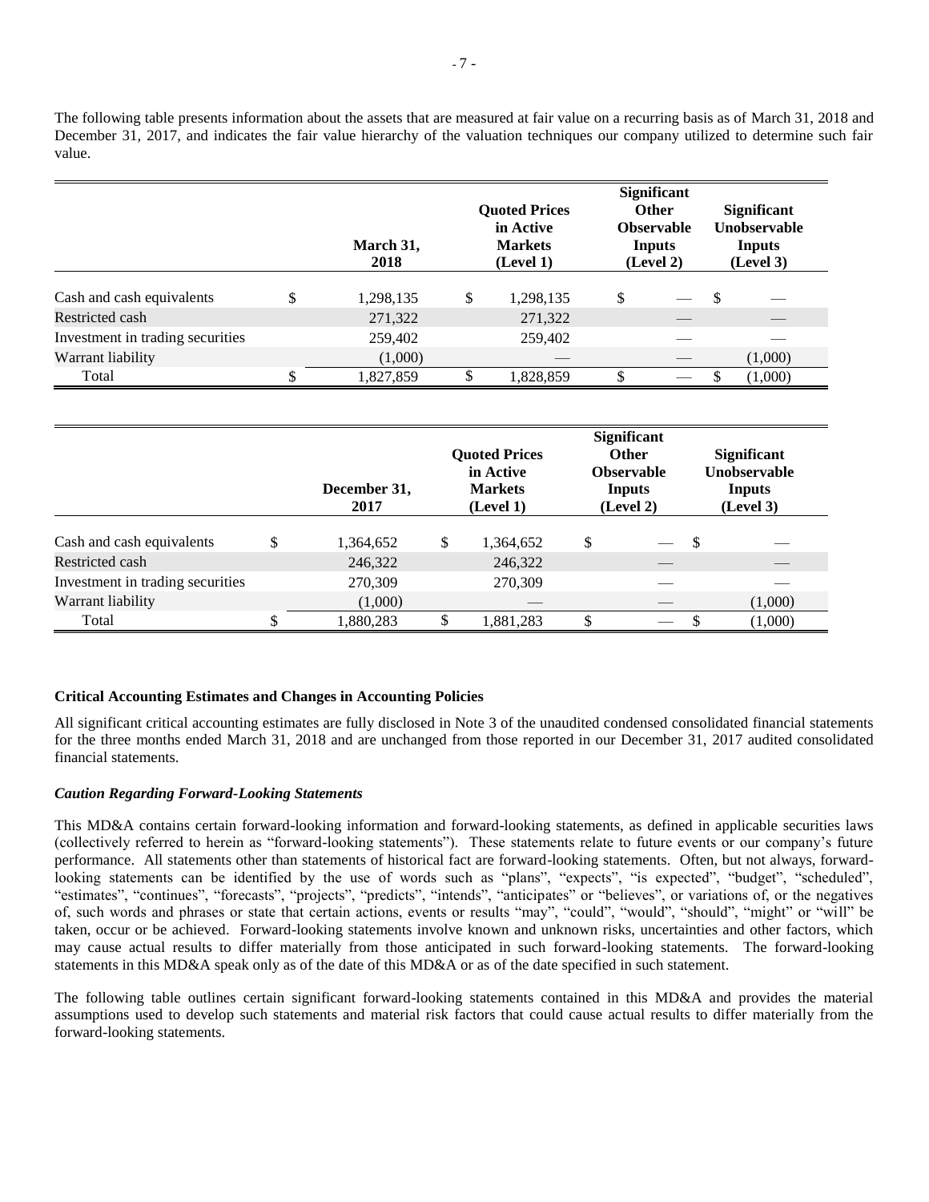The following table presents information about the assets that are measured at fair value on a recurring basis as of March 31, 2018 and December 31, 2017, and indicates the fair value hierarchy of the valuation techniques our company utilized to determine such fair value.

| | March 31, 2018 | Quoted Prices in Active Markets (Level 1) | Significant Other Observable Inputs (Level 2) | Significant Unobservable Inputs (Level 3) |
|---|---|---|---|---|
| Cash and cash equivalents | $ 1,298,135 | $ 1,298,135 | $ — | $ — |
| Restricted cash | 271,322 | 271,322 | — | — |
| Investment in trading securities | 259,402 | 259,402 | — | — |
| Warrant liability | (1,000) | — | — | (1,000) |
| Total | $ 1,827,859 | $ 1,828,859 | $ — | $ (1,000) |

| | December 31, 2017 | Quoted Prices in Active Markets (Level 1) | Significant Other Observable Inputs (Level 2) | Significant Unobservable Inputs (Level 3) |
|---|---|---|---|---|
| Cash and cash equivalents | $ 1,364,652 | $ 1,364,652 | $ — | $ — |
| Restricted cash | 246,322 | 246,322 | — | — |
| Investment in trading securities | 270,309 | 270,309 | — | — |
| Warrant liability | (1,000) | — | — | (1,000) |
| Total | $ 1,880,283 | $ 1,881,283 | $ — | $ (1,000) |

**Critical Accounting Estimates and Changes in Accounting Policies**

All significant critical accounting estimates are fully disclosed in Note 3 of the unaudited condensed consolidated financial statements for the three months ended March 31, 2018 and are unchanged from those reported in our December 31, 2017 audited consolidated financial statements.

***Caution Regarding Forward-Looking Statements***

This MD&A contains certain forward-looking information and forward-looking statements, as defined in applicable securities laws (collectively referred to herein as "forward-looking statements"). These statements relate to future events or our company's future performance. All statements other than statements of historical fact are forward-looking statements. Often, but not always, forward-looking statements can be identified by the use of words such as "plans", "expects", "is expected", "budget", "scheduled", "estimates", "continues", "forecasts", "projects", "predicts", "intends", "anticipates" or "believes", or variations of, or the negatives of, such words and phrases or state that certain actions, events or results "may", "could", "would", "should", "might" or "will" be taken, occur or be achieved. Forward-looking statements involve known and unknown risks, uncertainties and other factors, which may cause actual results to differ materially from those anticipated in such forward-looking statements. The forward-looking statements in this MD&A speak only as of the date of this MD&A or as of the date specified in such statement.

The following table outlines certain significant forward-looking statements contained in this MD&A and provides the material assumptions used to develop such statements and material risk factors that could cause actual results to differ materially from the forward-looking statements.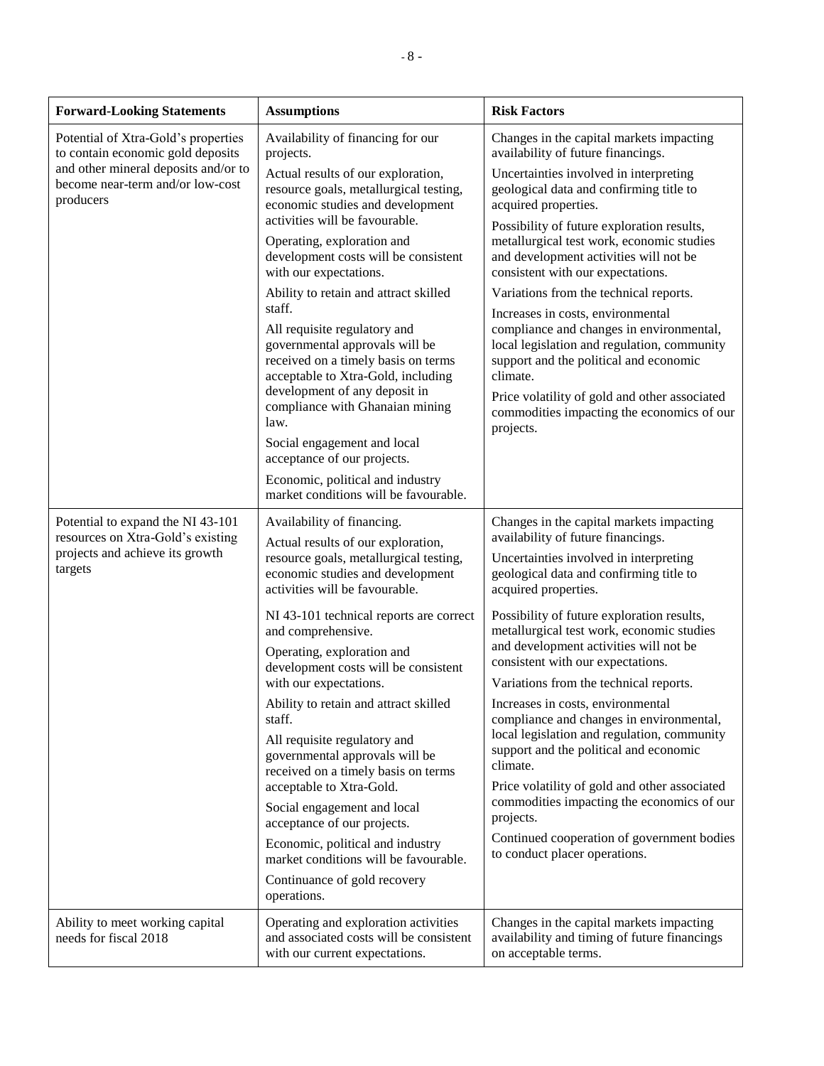| Forward-Looking Statements | Assumptions | Risk Factors |
| --- | --- | --- |
| Potential of Xtra-Gold's properties to contain economic gold deposits and other mineral deposits and/or to become near-term and/or low-cost producers | Availability of financing for our projects.<br>Actual results of our exploration, resource goals, metallurgical testing, economic studies and development activities will be favourable.<br>Operating, exploration and development costs will be consistent with our expectations.<br>Ability to retain and attract skilled staff.<br>All requisite regulatory and governmental approvals will be received on a timely basis on terms acceptable to Xtra-Gold, including development of any deposit in compliance with Ghanaian mining law.<br>Social engagement and local acceptance of our projects.<br>Economic, political and industry market conditions will be favourable. | Changes in the capital markets impacting availability of future financings.<br>Uncertainties involved in interpreting geological data and confirming title to acquired properties.<br>Possibility of future exploration results, metallurgical test work, economic studies and development activities will not be consistent with our expectations.<br>Variations from the technical reports.<br>Increases in costs, environmental compliance and changes in environmental, local legislation and regulation, community support and the political and economic climate.<br>Price volatility of gold and other associated commodities impacting the economics of our projects. |
| Potential to expand the NI 43-101 resources on Xtra-Gold's existing projects and achieve its growth targets | Availability of financing.<br>Actual results of our exploration, resource goals, metallurgical testing, economic studies and development activities will be favourable.<br>NI 43-101 technical reports are correct and comprehensive.<br>Operating, exploration and development costs will be consistent with our expectations.<br>Ability to retain and attract skilled staff.<br>All requisite regulatory and governmental approvals will be received on a timely basis on terms acceptable to Xtra-Gold.<br>Social engagement and local acceptance of our projects.<br>Economic, political and industry market conditions will be favourable.<br>Continuance of gold recovery operations. | Changes in the capital markets impacting availability of future financings.<br>Uncertainties involved in interpreting geological data and confirming title to acquired properties.<br>Possibility of future exploration results, metallurgical test work, economic studies and development activities will not be consistent with our expectations.<br>Variations from the technical reports.<br>Increases in costs, environmental compliance and changes in environmental, local legislation and regulation, community support and the political and economic climate.<br>Price volatility of gold and other associated commodities impacting the economics of our projects.<br>Continued cooperation of government bodies to conduct placer operations. |
| Ability to meet working capital needs for fiscal 2018 | Operating and exploration activities and associated costs will be consistent with our current expectations. | Changes in the capital markets impacting availability and timing of future financings on acceptable terms. |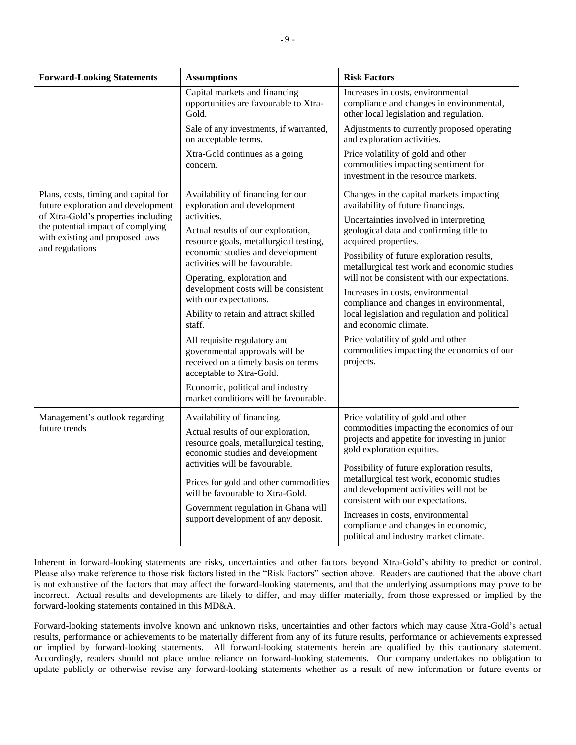| Forward-Looking Statements | Assumptions | Risk Factors |
|---|---|---|
| | Capital markets and financing opportunities are favourable to Xtra-Gold.<br><br>Sale of any investments, if warranted, on acceptable terms.<br><br>Xtra-Gold continues as a going concern. | Increases in costs, environmental compliance and changes in environmental, other local legislation and regulation.<br><br>Adjustments to currently proposed operating and exploration activities.<br><br>Price volatility of gold and other commodities impacting sentiment for investment in the resource markets. |
| Plans, costs, timing and capital for future exploration and development of Xtra-Gold's properties including the potential impact of complying with existing and proposed laws and regulations | Availability of financing for our exploration and development activities.<br><br>Actual results of our exploration, resource goals, metallurgical testing, economic studies and development activities will be favourable.<br><br>Operating, exploration and development costs will be consistent with our expectations.<br><br>Ability to retain and attract skilled staff.<br><br>All requisite regulatory and governmental approvals will be received on a timely basis on terms acceptable to Xtra-Gold.<br><br>Economic, political and industry market conditions will be favourable. | Changes in the capital markets impacting availability of future financings.<br><br>Uncertainties involved in interpreting geological data and confirming title to acquired properties.<br><br>Possibility of future exploration results, metallurgical test work and economic studies will not be consistent with our expectations.<br><br>Increases in costs, environmental compliance and changes in environmental, local legislation and regulation and political and economic climate.<br><br>Price volatility of gold and other commodities impacting the economics of our projects. |
| Management's outlook regarding future trends | Availability of financing.<br><br>Actual results of our exploration, resource goals, metallurgical testing, economic studies and development activities will be favourable.<br><br>Prices for gold and other commodities will be favourable to Xtra-Gold.<br><br>Government regulation in Ghana will support development of any deposit. | Price volatility of gold and other commodities impacting the economics of our projects and appetite for investing in junior gold exploration equities.<br><br>Possibility of future exploration results, metallurgical test work, economic studies and development activities will not be consistent with our expectations.<br><br>Increases in costs, environmental compliance and changes in economic, political and industry market climate. |

Inherent in forward-looking statements are risks, uncertainties and other factors beyond Xtra-Gold's ability to predict or control. Please also make reference to those risk factors listed in the "Risk Factors" section above. Readers are cautioned that the above chart is not exhaustive of the factors that may affect the forward-looking statements, and that the underlying assumptions may prove to be incorrect. Actual results and developments are likely to differ, and may differ materially, from those expressed or implied by the forward-looking statements contained in this MD&A.

Forward-looking statements involve known and unknown risks, uncertainties and other factors which may cause Xtra-Gold's actual results, performance or achievements to be materially different from any of its future results, performance or achievements expressed or implied by forward-looking statements. All forward-looking statements herein are qualified by this cautionary statement. Accordingly, readers should not place undue reliance on forward-looking statements. Our company undertakes no obligation to update publicly or otherwise revise any forward-looking statements whether as a result of new information or future events or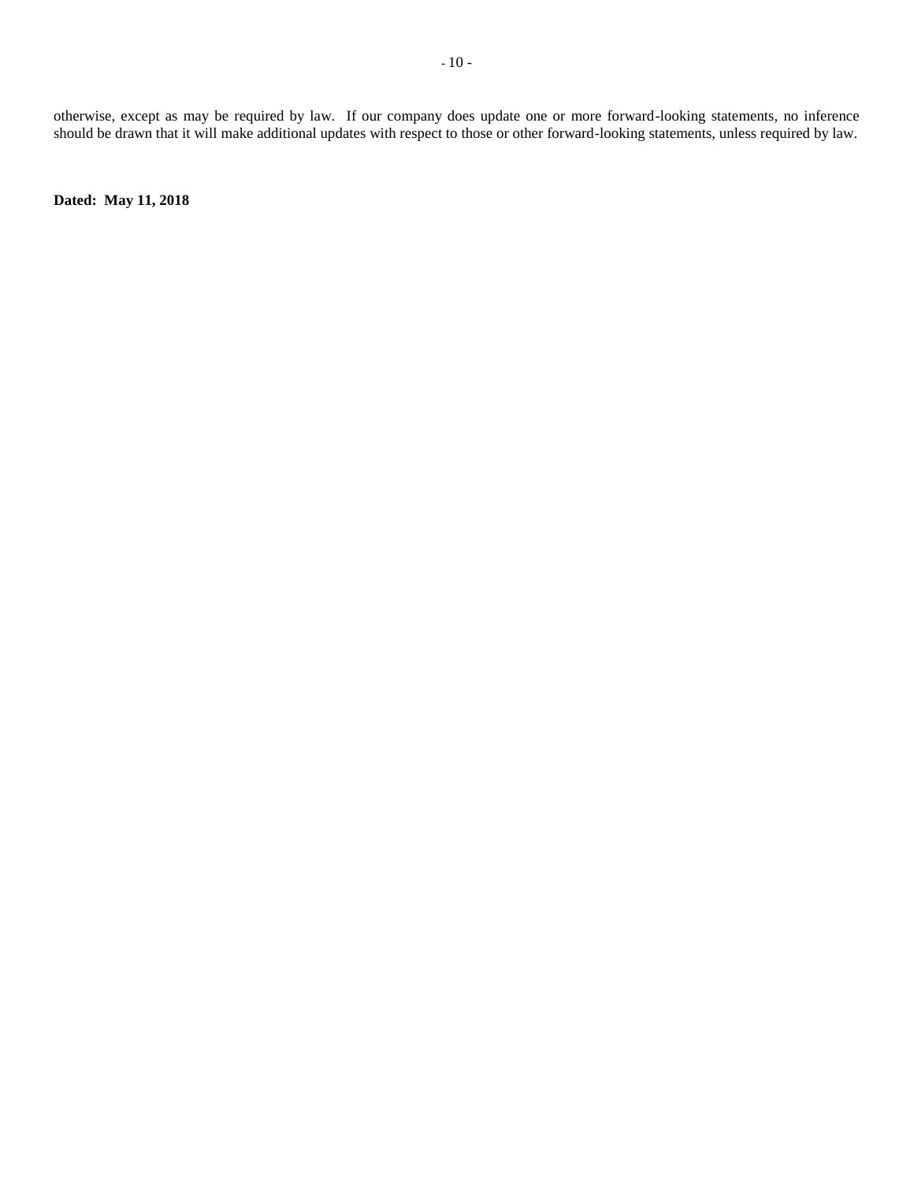otherwise, except as may be required by law. If our company does update one or more forward-looking statements, no inference should be drawn that it will make additional updates with respect to those or other forward-looking statements, unless required by law.

**Dated: May 11, 2018**